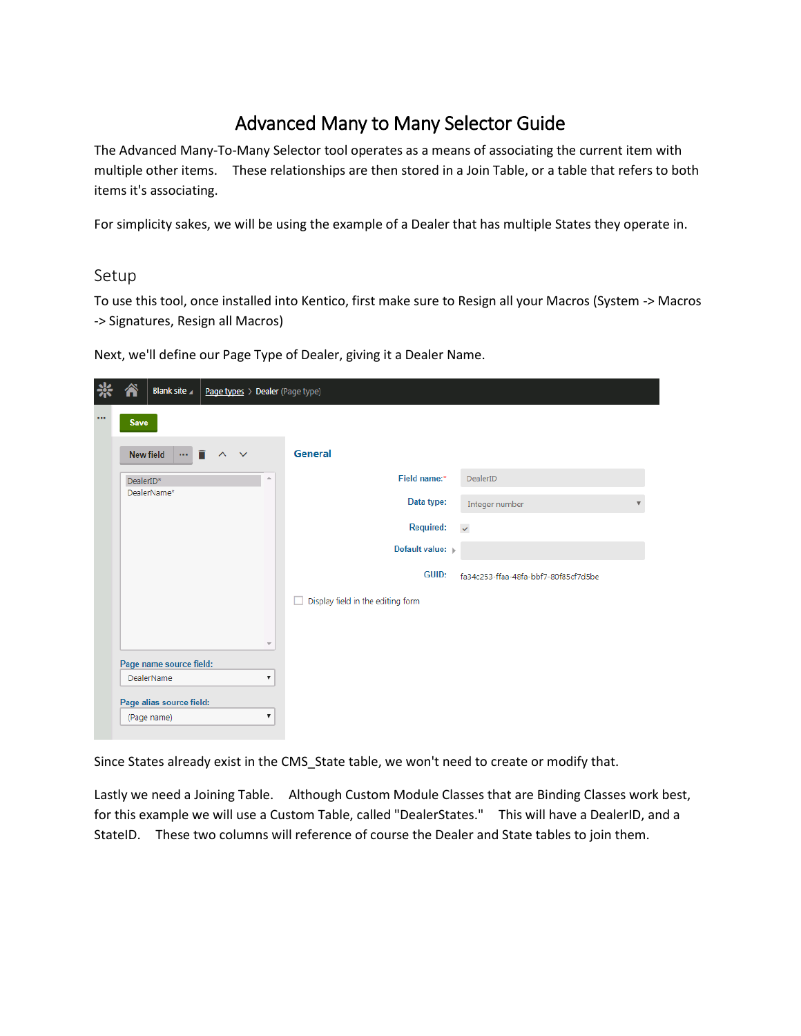# Advanced Many to Many Selector Guide

The Advanced Many-To-Many Selector tool operates as a means of associating the current item with multiple other items.    These relationships are then stored in a Join Table, or a table that refers to both items it's associating.

For simplicity sakes, we will be using the example of a Dealer that has multiple States they operate in.

## Setup

To use this tool, once installed into Kentico, first make sure to Resign all your Macros (System -> Macros -> Signatures, Resign all Macros)

Next, we'll define our Page Type of Dealer, giving it a Dealer Name.

Since States already exist in the CMS_State table, we won't need to create or modify that.

Lastly we need a Joining Table.    Although Custom Module Classes that are Binding Classes work best, for this example we will use a Custom Table, called "DealerStates."    This will have a DealerID, and a StateID.    These two columns will reference of course the Dealer and State tables to join them.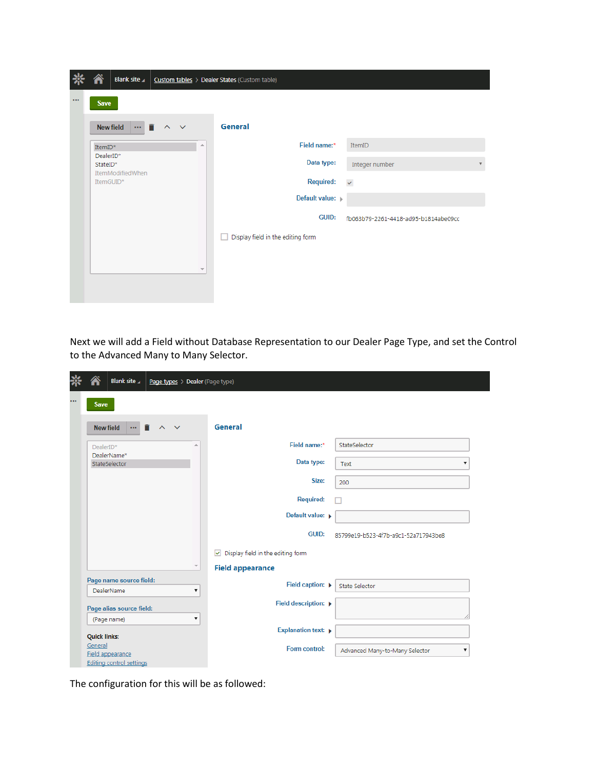Next we will add a Field without Database Representation to our Dealer Page Type, and set the Control to the Advanced Many to Many Selector.

The configuration for this will be as followed: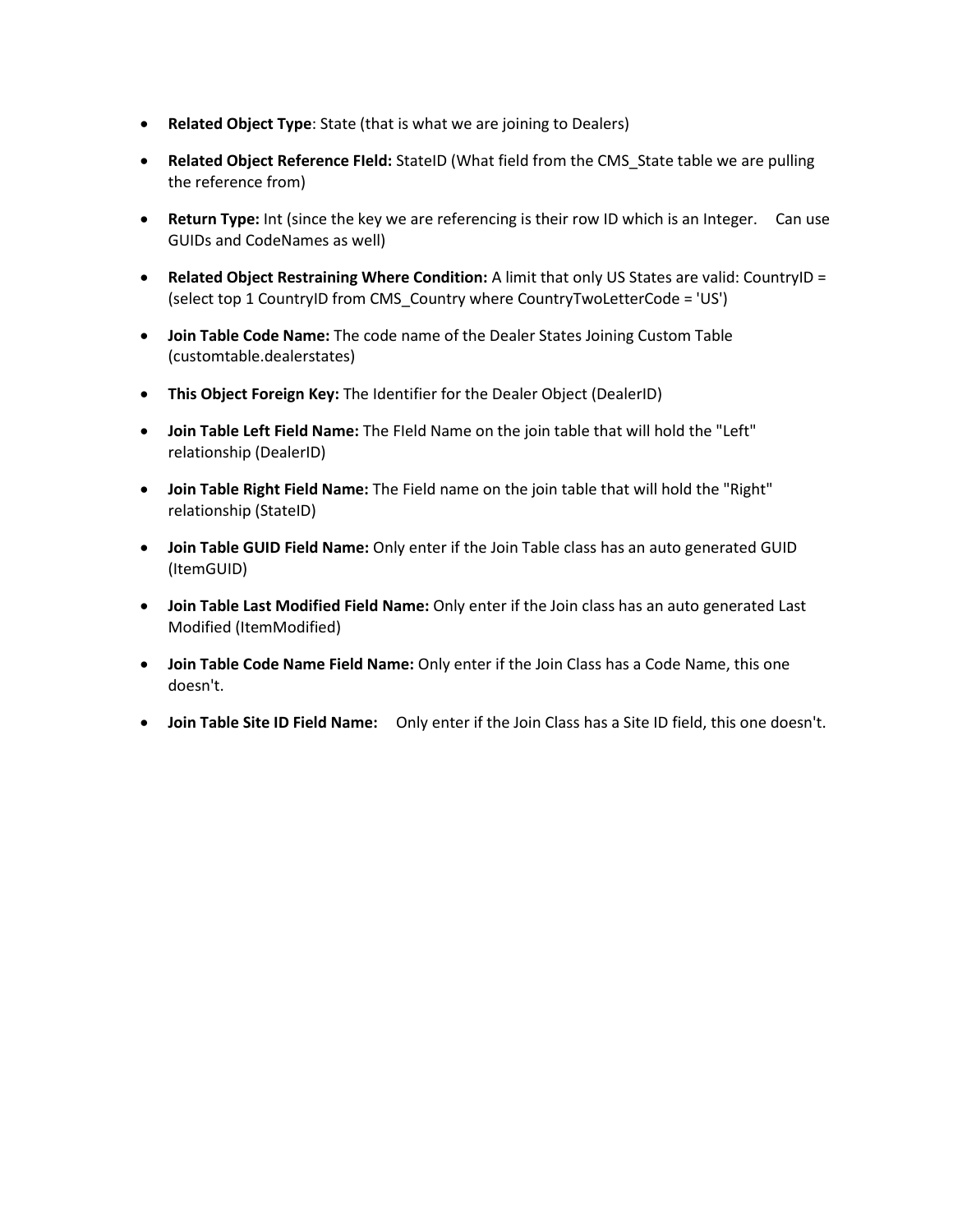- **Related Object Type**: State (that is what we are joining to Dealers)
- **Related Object Reference FIeld:** StateID (What field from the CMS_State table we are pulling the reference from)
- **Return Type:** Int (since the key we are referencing is their row ID which is an Integer. Can use GUIDs and CodeNames as well)
- **Related Object Restraining Where Condition:** A limit that only US States are valid: CountryID = (select top 1 CountryID from CMS_Country where CountryTwoLetterCode = 'US')
- **Join Table Code Name:** The code name of the Dealer States Joining Custom Table (customtable.dealerstates)
- **This Object Foreign Key:** The Identifier for the Dealer Object (DealerID)
- **Join Table Left Field Name:** The FIeld Name on the join table that will hold the "Left" relationship (DealerID)
- **Join Table Right Field Name:** The Field name on the join table that will hold the "Right" relationship (StateID)
- **Join Table GUID Field Name:** Only enter if the Join Table class has an auto generated GUID (ItemGUID)
- **Join Table Last Modified Field Name:** Only enter if the Join class has an auto generated Last Modified (ItemModified)
- **Join Table Code Name Field Name:** Only enter if the Join Class has a Code Name, this one doesn't.
- **Join Table Site ID Field Name:** Only enter if the Join Class has a Site ID field, this one doesn't.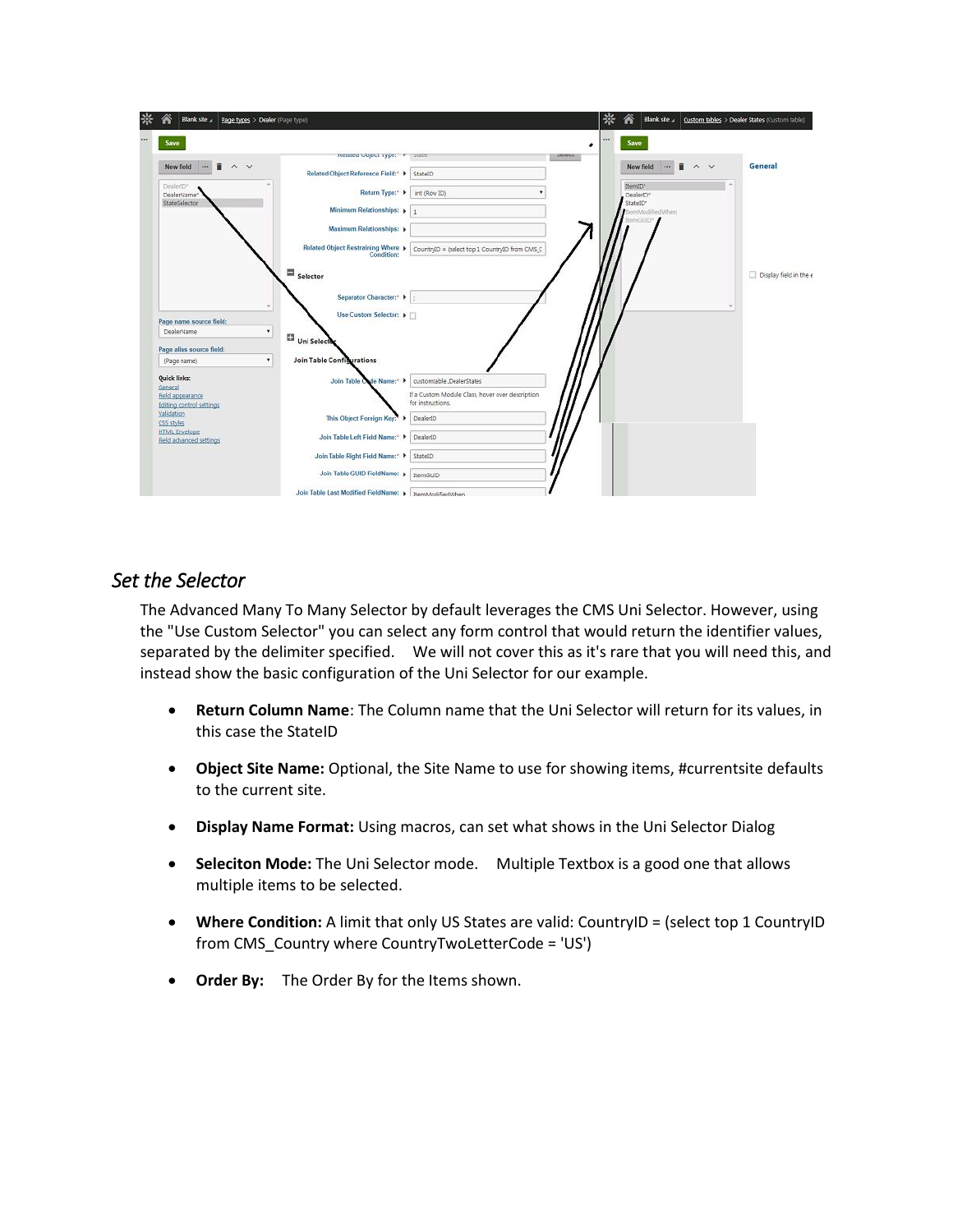## *Set the Selector*

The Advanced Many To Many Selector by default leverages the CMS Uni Selector. However, using the "Use Custom Selector" you can select any form control that would return the identifier values, separated by the delimiter specified. We will not cover this as it's rare that you will need this, and instead show the basic configuration of the Uni Selector for our example.

- **Return Column Name**: The Column name that the Uni Selector will return for its values, in this case the StateID
- **Object Site Name:** Optional, the Site Name to use for showing items, #currentsite defaults to the current site.
- **Display Name Format:** Using macros, can set what shows in the Uni Selector Dialog
- **Seleciton Mode:** The Uni Selector mode. Multiple Textbox is a good one that allows multiple items to be selected.
- **Where Condition:** A limit that only US States are valid: CountryID = (select top 1 CountryID from CMS_Country where CountryTwoLetterCode = 'US')
- **Order By:** The Order By for the Items shown.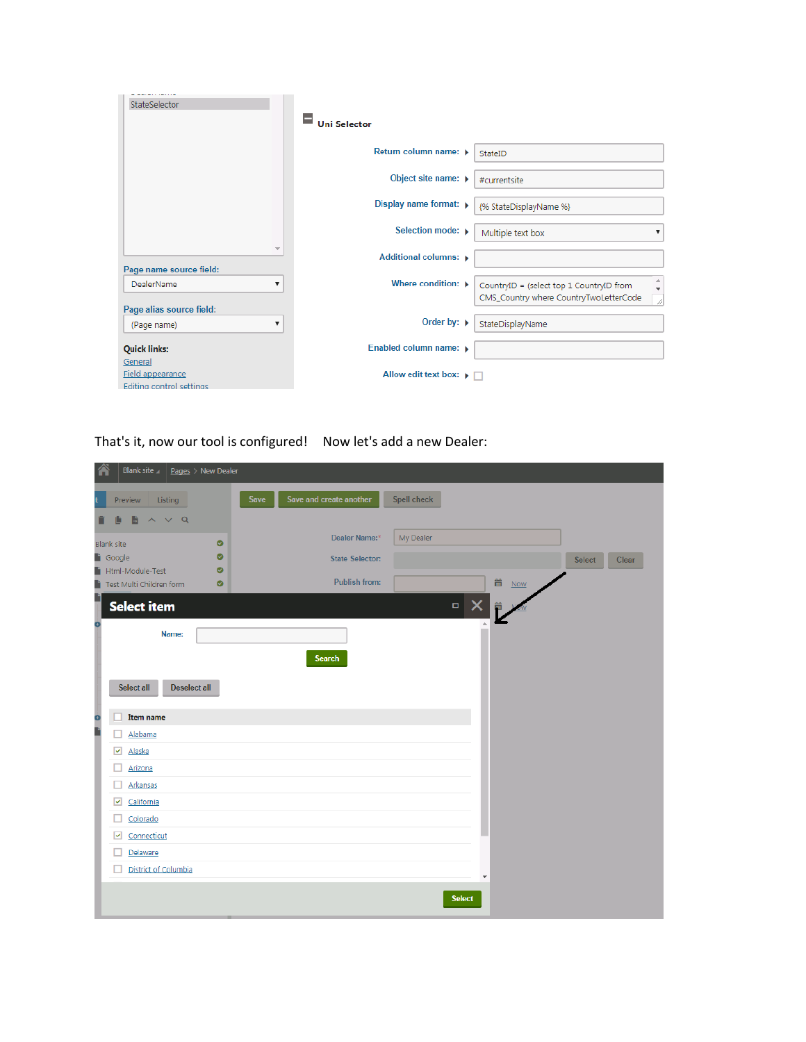StateSelector

Page name source field:

DealerName

Page alias source field:

(Page name)

Quick links:

General

Field appearance

Editing control settings

**Uni Selector**

| | |
|---|---|
| Return column name: | StateID |
| Object site name: | #currentsite |
| Display name format: | {% StateDisplayName %} |
| Selection mode: | Multiple text box |
| Additional columns: | |
| Where condition: | CountryID = (select top 1 CountryID from CMS_Country where CountryTwoLetterCode |
| Order by: | StateDisplayName |
| Enabled column name: | |
| Allow edit text box: | ☐ |

That's it, now our tool is configured!    Now let's add a new Dealer:

Blank site > Pages > New Dealer

Preview | Listing

Save | Save and create another | Spell check

Blank site

Google

Html-Module-Test

Test Multi Children form

Dealer Name:* My Dealer

State Selector: Select | Clear

Publish from: Now

**Select item**

Name:

Search

Select all | Deselect all

| | Item name |
|---|---|
| ☐ | Alabama |
| ☑ | Alaska |
| ☐ | Arizona |
| ☐ | Arkansas |
| ☑ | California |
| ☐ | Colorado |
| ☑ | Connecticut |
| ☐ | Delaware |
| ☐ | District of Columbia |

Select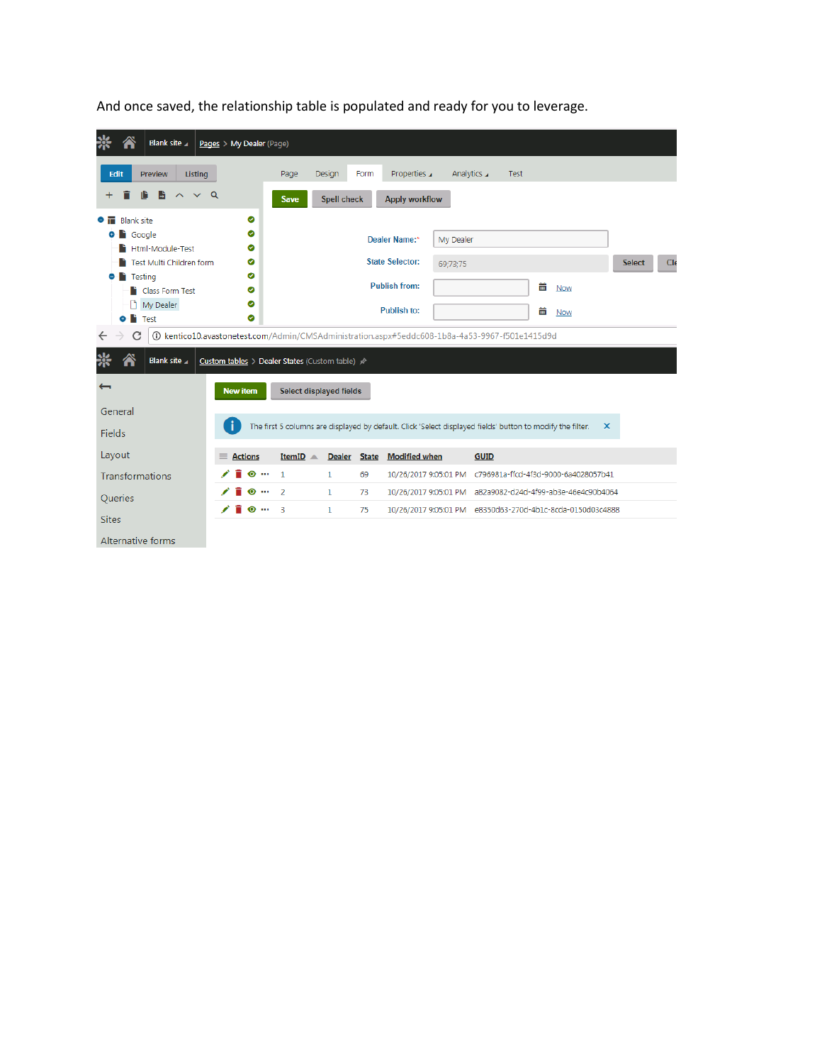And once saved, the relationship table is populated and ready for you to leverage.

Blank site > Pages > My Dealer (Page)

Edit | Preview | Listing

Page | Design | Form | Properties | Analytics | Test

Save | Spell check | Apply workflow

- Blank site
  - Google
  - Html-Module-Test
  - Test Multi Children form
  - Testing
    - Class Form Test
    - My Dealer
  - Test

Dealer Name:* My Dealer

State Selector: 69;73;75 Select | Cle

Publish from: Now

Publish to: Now

kentico10.avastonetest.com/Admin/CMSAdministration.aspx#5eddc608-1b8a-4a53-9967-f501e1415d9d

Blank site > Custom tables > Dealer States (Custom table)

General
Fields
Layout
Transformations
Queries
Sites
Alternative forms

New item | Select displayed fields

The first 5 columns are displayed by default. Click 'Select displayed fields' button to modify the filter.

| Actions | ItemID | Dealer | State | Modified when | GUID |
|---|---|---|---|---|---|
| | 1 | 1 | 69 | 10/26/2017 9:05:01 PM | c796981a-ffcd-4f3d-9000-6a4028057b41 |
| | 2 | 1 | 73 | 10/26/2017 9:05:01 PM | a82a9082-d24d-4f99-ab3e-46e4c90b4064 |
| | 3 | 1 | 75 | 10/26/2017 9:05:01 PM | e8350d63-270d-4b1c-8cda-0150d03c4888 |